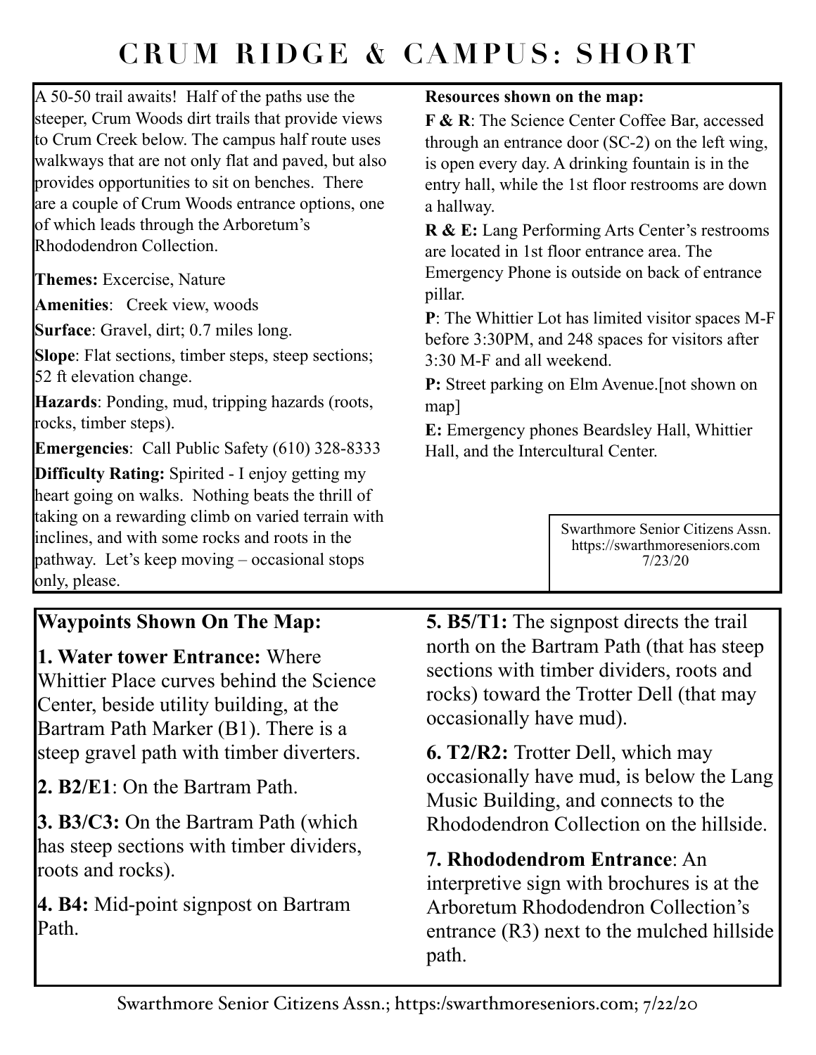# CRUM RIDGE & CAMPUS: SHORT

A 50-50 trail awaits! Half of the paths use the steeper, Crum Woods dirt trails that provide views to Crum Creek below. The campus half route uses walkways that are not only flat and paved, but also provides opportunities to sit on benches. There are a couple of Crum Woods entrance options, one of which leads through the Arboretum's Rhododendron Collection.

**Themes:** Excercise, Nature

**Amenities**: Creek view, woods

**Surface**: Gravel, dirt; 0.7 miles long.

**Slope**: Flat sections, timber steps, steep sections; 52 ft elevation change.

**Hazards**: Ponding, mud, tripping hazards (roots, rocks, timber steps).

**Emergencies**: Call Public Safety (610) 328-8333

**Difficulty Rating:** Spirited - I enjoy getting my heart going on walks. Nothing beats the thrill of taking on a rewarding climb on varied terrain with inclines, and with some rocks and roots in the pathway. Let's keep moving – occasional stops only, please.

**Resources shown on the map:**

**F & R**: The Science Center Coffee Bar, accessed through an entrance door (SC-2) on the left wing, is open every day. A drinking fountain is in the entry hall, while the 1st floor restrooms are down a hallway.

**R & E:** Lang Performing Arts Center's restrooms are located in 1st floor entrance area. The Emergency Phone is outside on back of entrance pillar.

**P**: The Whittier Lot has limited visitor spaces M-F before 3:30PM, and 248 spaces for visitors after 3:30 M-F and all weekend.

**P:** Street parking on Elm Avenue.[not shown on map]

**E:** Emergency phones Beardsley Hall, Whittier Hall, and the Intercultural Center.

Swarthmore Senior Citizens Assn.
https://swarthmoreseniors.com
7/23/20

## Waypoints Shown On The Map:

**1. Water tower Entrance:** Where Whittier Place curves behind the Science Center, beside utility building, at the Bartram Path Marker (B1). There is a steep gravel path with timber diverters.

**2. B2/E1**: On the Bartram Path.

**3. B3/C3:** On the Bartram Path (which has steep sections with timber dividers, roots and rocks).

**4. B4:** Mid-point signpost on Bartram Path.

**5. B5/T1:** The signpost directs the trail north on the Bartram Path (that has steep sections with timber dividers, roots and rocks) toward the Trotter Dell (that may occasionally have mud).

**6. T2/R2:** Trotter Dell, which may occasionally have mud, is below the Lang Music Building, and connects to the Rhododendron Collection on the hillside.

**7. Rhododendrom Entrance**: An interpretive sign with brochures is at the Arboretum Rhododendron Collection's entrance (R3) next to the mulched hillside path.

Swarthmore Senior Citizens Assn.; https:/swarthmoreseniors.com; 7/22/20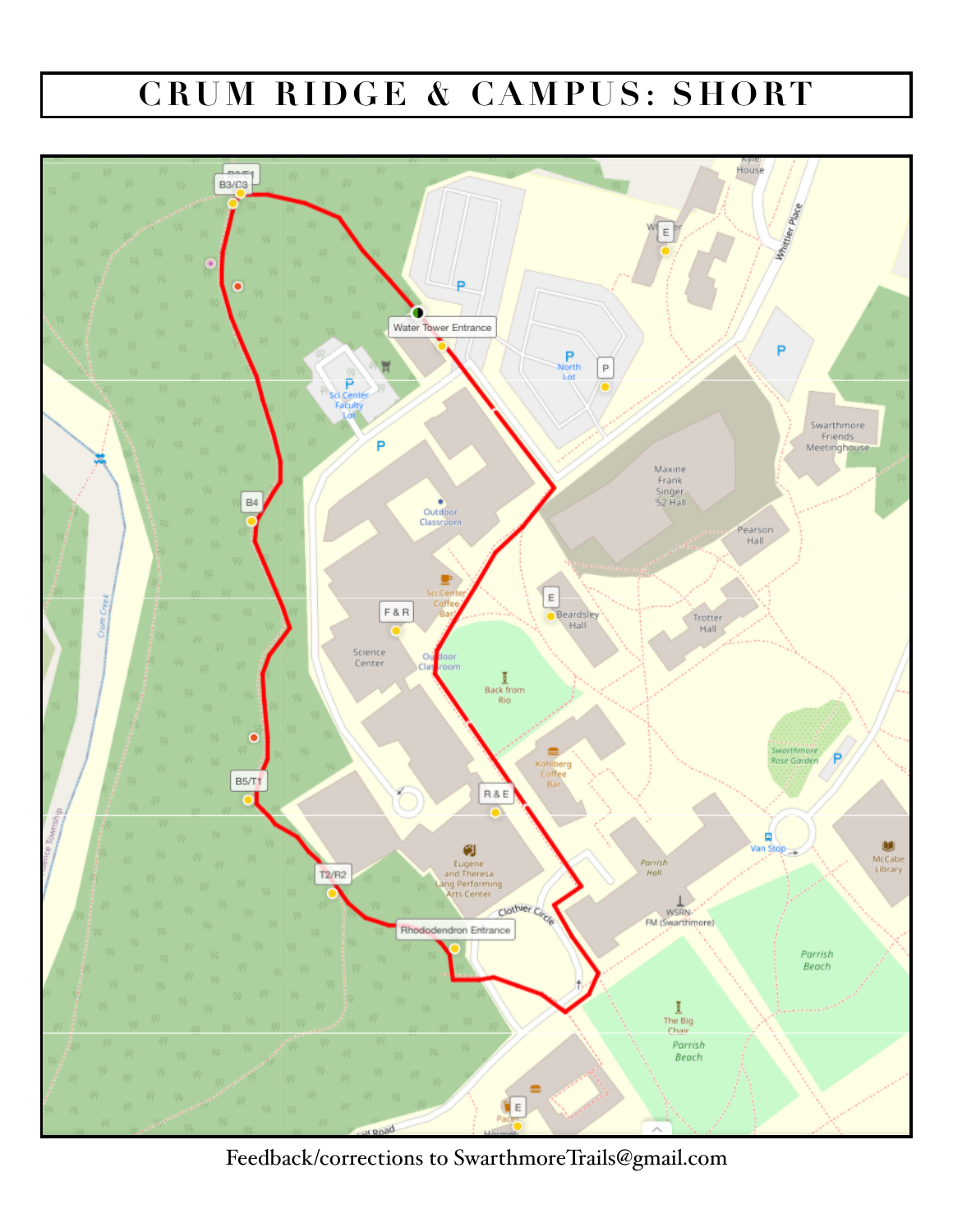# CRUM RIDGE & CAMPUS: SHORT

B3/C3

Water Tower Entrance

B4

F & R

B5/T1

R & E

T2/R2

Rhododendron Entrance

Feedback/corrections to SwarthmoreTrails@gmail.com